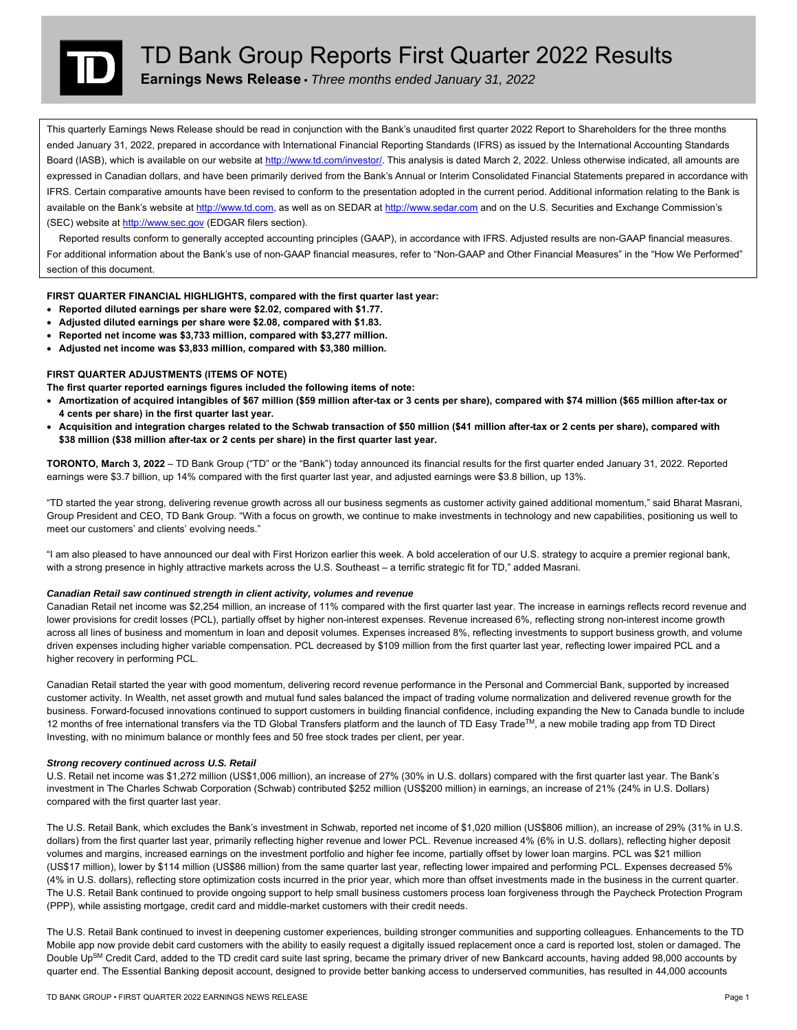# TD Bank Group Reports First Quarter 2022 Results

**Earnings News Release** • *Three months ended January 31, 2022*

This quarterly Earnings News Release should be read in conjunction with the Bank's unaudited first quarter 2022 Report to Shareholders for the three months ended January 31, 2022, prepared in accordance with International Financial Reporting Standards (IFRS) as issued by the International Accounting Standards Board (IASB), which is available on our website at http://www.td.com/investor/. This analysis is dated March 2, 2022. Unless otherwise indicated, all amounts are expressed in Canadian dollars, and have been primarily derived from the Bank's Annual or Interim Consolidated Financial Statements prepared in accordance with IFRS. Certain comparative amounts have been revised to conform to the presentation adopted in the current period. Additional information relating to the Bank is available on the Bank's website at http://www.td.com, as well as on SEDAR at http://www.sedar.com and on the U.S. Securities and Exchange Commission's (SEC) website at http://www.sec.gov (EDGAR filers section).

Reported results conform to generally accepted accounting principles (GAAP), in accordance with IFRS. Adjusted results are non-GAAP financial measures. For additional information about the Bank's use of non-GAAP financial measures, refer to "Non-GAAP and Other Financial Measures" in the "How We Performed" section of this document.

**FIRST QUARTER FINANCIAL HIGHLIGHTS, compared with the first quarter last year:**

- **Reported diluted earnings per share were $2.02, compared with $1.77.**
- **Adjusted diluted earnings per share were $2.08, compared with $1.83.**
- **Reported net income was $3,733 million, compared with $3,277 million.**
- **Adjusted net income was $3,833 million, compared with $3,380 million.**

**FIRST QUARTER ADJUSTMENTS (ITEMS OF NOTE)**

**The first quarter reported earnings figures included the following items of note:**

- **Amortization of acquired intangibles of $67 million ($59 million after-tax or 3 cents per share), compared with $74 million ($65 million after-tax or 4 cents per share) in the first quarter last year.**
- **Acquisition and integration charges related to the Schwab transaction of $50 million ($41 million after-tax or 2 cents per share), compared with $38 million ($38 million after-tax or 2 cents per share) in the first quarter last year.**

**TORONTO, March 3, 2022** – TD Bank Group ("TD" or the "Bank") today announced its financial results for the first quarter ended January 31, 2022. Reported earnings were $3.7 billion, up 14% compared with the first quarter last year, and adjusted earnings were $3.8 billion, up 13%.

"TD started the year strong, delivering revenue growth across all our business segments as customer activity gained additional momentum," said Bharat Masrani, Group President and CEO, TD Bank Group. "With a focus on growth, we continue to make investments in technology and new capabilities, positioning us well to meet our customers' and clients' evolving needs."

"I am also pleased to have announced our deal with First Horizon earlier this week. A bold acceleration of our U.S. strategy to acquire a premier regional bank, with a strong presence in highly attractive markets across the U.S. Southeast – a terrific strategic fit for TD," added Masrani.

***Canadian Retail saw continued strength in client activity, volumes and revenue***

Canadian Retail net income was $2,254 million, an increase of 11% compared with the first quarter last year. The increase in earnings reflects record revenue and lower provisions for credit losses (PCL), partially offset by higher non-interest expenses. Revenue increased 6%, reflecting strong non-interest income growth across all lines of business and momentum in loan and deposit volumes. Expenses increased 8%, reflecting investments to support business growth, and volume driven expenses including higher variable compensation. PCL decreased by $109 million from the first quarter last year, reflecting lower impaired PCL and a higher recovery in performing PCL.

Canadian Retail started the year with good momentum, delivering record revenue performance in the Personal and Commercial Bank, supported by increased customer activity. In Wealth, net asset growth and mutual fund sales balanced the impact of trading volume normalization and delivered revenue growth for the business. Forward-focused innovations continued to support customers in building financial confidence, including expanding the New to Canada bundle to include 12 months of free international transfers via the TD Global Transfers platform and the launch of TD Easy Trade[TM], a new mobile trading app from TD Direct Investing, with no minimum balance or monthly fees and 50 free stock trades per client, per year.

***Strong recovery continued across U.S. Retail***

U.S. Retail net income was $1,272 million (US$1,006 million), an increase of 27% (30% in U.S. dollars) compared with the first quarter last year. The Bank's investment in The Charles Schwab Corporation (Schwab) contributed $252 million (US$200 million) in earnings, an increase of 21% (24% in U.S. Dollars) compared with the first quarter last year.

The U.S. Retail Bank, which excludes the Bank's investment in Schwab, reported net income of $1,020 million (US$806 million), an increase of 29% (31% in U.S. dollars) from the first quarter last year, primarily reflecting higher revenue and lower PCL. Revenue increased 4% (6% in U.S. dollars), reflecting higher deposit volumes and margins, increased earnings on the investment portfolio and higher fee income, partially offset by lower loan margins. PCL was $21 million (US$17 million), lower by $114 million (US$86 million) from the same quarter last year, reflecting lower impaired and performing PCL. Expenses decreased 5% (4% in U.S. dollars), reflecting store optimization costs incurred in the prior year, which more than offset investments made in the business in the current quarter. The U.S. Retail Bank continued to provide ongoing support to help small business customers process loan forgiveness through the Paycheck Protection Program (PPP), while assisting mortgage, credit card and middle-market customers with their credit needs.

The U.S. Retail Bank continued to invest in deepening customer experiences, building stronger communities and supporting colleagues. Enhancements to the TD Mobile app now provide debit card customers with the ability to easily request a digitally issued replacement once a card is reported lost, stolen or damaged. The Double Up[SM] Credit Card, added to the TD credit card suite last spring, became the primary driver of new Bankcard accounts, having added 98,000 accounts by quarter end. The Essential Banking deposit account, designed to provide better banking access to underserved communities, has resulted in 44,000 accounts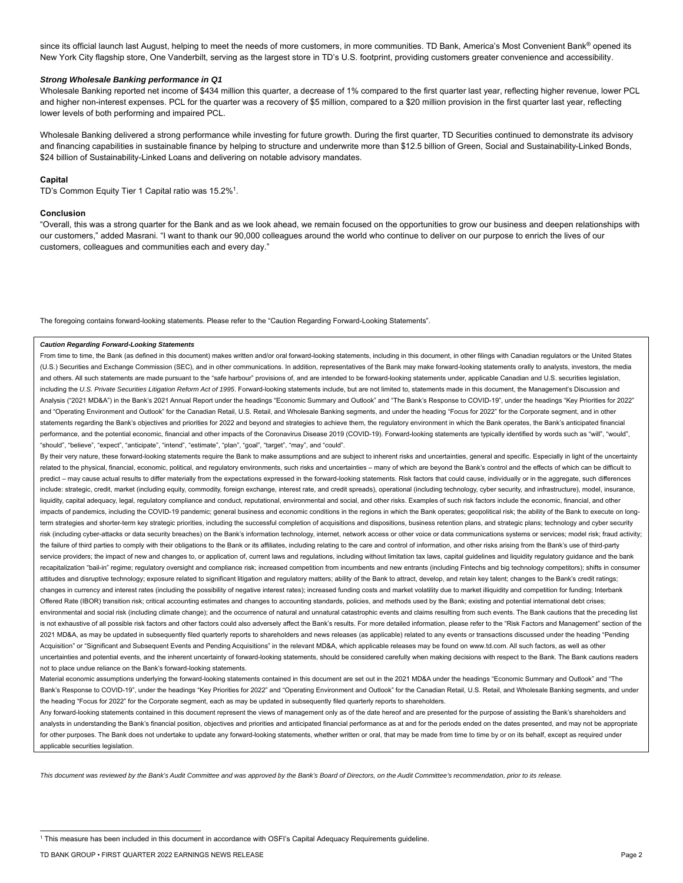since its official launch last August, helping to meet the needs of more customers, in more communities. TD Bank, America's Most Convenient Bank® opened its New York City flagship store, One Vanderbilt, serving as the largest store in TD's U.S. footprint, providing customers greater convenience and accessibility.

### *Strong Wholesale Banking performance in Q1*

Wholesale Banking reported net income of $434 million this quarter, a decrease of 1% compared to the first quarter last year, reflecting higher revenue, lower PCL and higher non-interest expenses. PCL for the quarter was a recovery of $5 million, compared to a $20 million provision in the first quarter last year, reflecting lower levels of both performing and impaired PCL.

Wholesale Banking delivered a strong performance while investing for future growth. During the first quarter, TD Securities continued to demonstrate its advisory and financing capabilities in sustainable finance by helping to structure and underwrite more than $12.5 billion of Green, Social and Sustainability-Linked Bonds, $24 billion of Sustainability-Linked Loans and delivering on notable advisory mandates.

### Capital

TD's Common Equity Tier 1 Capital ratio was 15.2%[1].

### Conclusion

"Overall, this was a strong quarter for the Bank and as we look ahead, we remain focused on the opportunities to grow our business and deepen relationships with our customers," added Masrani. "I want to thank our 90,000 colleagues around the world who continue to deliver on our purpose to enrich the lives of our customers, colleagues and communities each and every day."

The foregoing contains forward-looking statements. Please refer to the "Caution Regarding Forward-Looking Statements".

#### *Caution Regarding Forward-Looking Statements*

From time to time, the Bank (as defined in this document) makes written and/or oral forward-looking statements, including in this document, in other filings with Canadian regulators or the United States (U.S.) Securities and Exchange Commission (SEC), and in other communications. In addition, representatives of the Bank may make forward-looking statements orally to analysts, investors, the media and others. All such statements are made pursuant to the "safe harbour" provisions of, and are intended to be forward-looking statements under, applicable Canadian and U.S. securities legislation, including the *U.S. Private Securities Litigation Reform Act of 1995*. Forward-looking statements include, but are not limited to, statements made in this document, the Management's Discussion and Analysis ("2021 MD&A") in the Bank's 2021 Annual Report under the headings "Economic Summary and Outlook" and "The Bank's Response to COVID-19", under the headings "Key Priorities for 2022" and "Operating Environment and Outlook" for the Canadian Retail, U.S. Retail, and Wholesale Banking segments, and under the heading "Focus for 2022" for the Corporate segment, and in other statements regarding the Bank's objectives and priorities for 2022 and beyond and strategies to achieve them, the regulatory environment in which the Bank operates, the Bank's anticipated financial performance, and the potential economic, financial and other impacts of the Coronavirus Disease 2019 (COVID-19). Forward-looking statements are typically identified by words such as "will", "would", "should", "believe", "expect", "anticipate", "intend", "estimate", "plan", "goal", "target", "may", and "could".

By their very nature, these forward-looking statements require the Bank to make assumptions and are subject to inherent risks and uncertainties, general and specific. Especially in light of the uncertainty related to the physical, financial, economic, political, and regulatory environments, such risks and uncertainties – many of which are beyond the Bank's control and the effects of which can be difficult to predict – may cause actual results to differ materially from the expectations expressed in the forward-looking statements. Risk factors that could cause, individually or in the aggregate, such differences include: strategic, credit, market (including equity, commodity, foreign exchange, interest rate, and credit spreads), operational (including technology, cyber security, and infrastructure), model, insurance, liquidity, capital adequacy, legal, regulatory compliance and conduct, reputational, environmental and social, and other risks. Examples of such risk factors include the economic, financial, and other impacts of pandemics, including the COVID-19 pandemic; general business and economic conditions in the regions in which the Bank operates; geopolitical risk; the ability of the Bank to execute on long-term strategies and shorter-term key strategic priorities, including the successful completion of acquisitions and dispositions, business retention plans, and strategic plans; technology and cyber security risk (including cyber-attacks or data security breaches) on the Bank's information technology, internet, network access or other voice or data communications systems or services; model risk; fraud activity; the failure of third parties to comply with their obligations to the Bank or its affiliates, including relating to the care and control of information, and other risks arising from the Bank's use of third-party service providers; the impact of new and changes to, or application of, current laws and regulations, including without limitation tax laws, capital guidelines and liquidity regulatory guidance and the bank recapitalization "bail-in" regime; regulatory oversight and compliance risk; increased competition from incumbents and new entrants (including Fintechs and big technology competitors); shifts in consumer attitudes and disruptive technology; exposure related to significant litigation and regulatory matters; ability of the Bank to attract, develop, and retain key talent; changes to the Bank's credit ratings; changes in currency and interest rates (including the possibility of negative interest rates); increased funding costs and market volatility due to market illiquidity and competition for funding; Interbank Offered Rate (IBOR) transition risk; critical accounting estimates and changes to accounting standards, policies, and methods used by the Bank; existing and potential international debt crises; environmental and social risk (including climate change); and the occurrence of natural and unnatural catastrophic events and claims resulting from such events. The Bank cautions that the preceding list is not exhaustive of all possible risk factors and other factors could also adversely affect the Bank's results. For more detailed information, please refer to the "Risk Factors and Management" section of the 2021 MD&A, as may be updated in subsequently filed quarterly reports to shareholders and news releases (as applicable) related to any events or transactions discussed under the heading "Pending Acquisition" or "Significant and Subsequent Events and Pending Acquisitions" in the relevant MD&A, which applicable releases may be found on www.td.com. All such factors, as well as other uncertainties and potential events, and the inherent uncertainty of forward-looking statements, should be considered carefully when making decisions with respect to the Bank. The Bank cautions readers not to place undue reliance on the Bank's forward-looking statements.

Material economic assumptions underlying the forward-looking statements contained in this document are set out in the 2021 MD&A under the headings "Economic Summary and Outlook" and "The Bank's Response to COVID-19", under the headings "Key Priorities for 2022" and "Operating Environment and Outlook" for the Canadian Retail, U.S. Retail, and Wholesale Banking segments, and under the heading "Focus for 2022" for the Corporate segment, each as may be updated in subsequently filed quarterly reports to shareholders.

Any forward-looking statements contained in this document represent the views of management only as of the date hereof and are presented for the purpose of assisting the Bank's shareholders and analysts in understanding the Bank's financial position, objectives and priorities and anticipated financial performance as at and for the periods ended on the dates presented, and may not be appropriate for other purposes. The Bank does not undertake to update any forward-looking statements, whether written or oral, that may be made from time to time by or on its behalf, except as required under applicable securities legislation.

*This document was reviewed by the Bank's Audit Committee and was approved by the Bank's Board of Directors, on the Audit Committee's recommendation, prior to its release.*

[1] This measure has been included in this document in accordance with OSFI's Capital Adequacy Requirements guideline.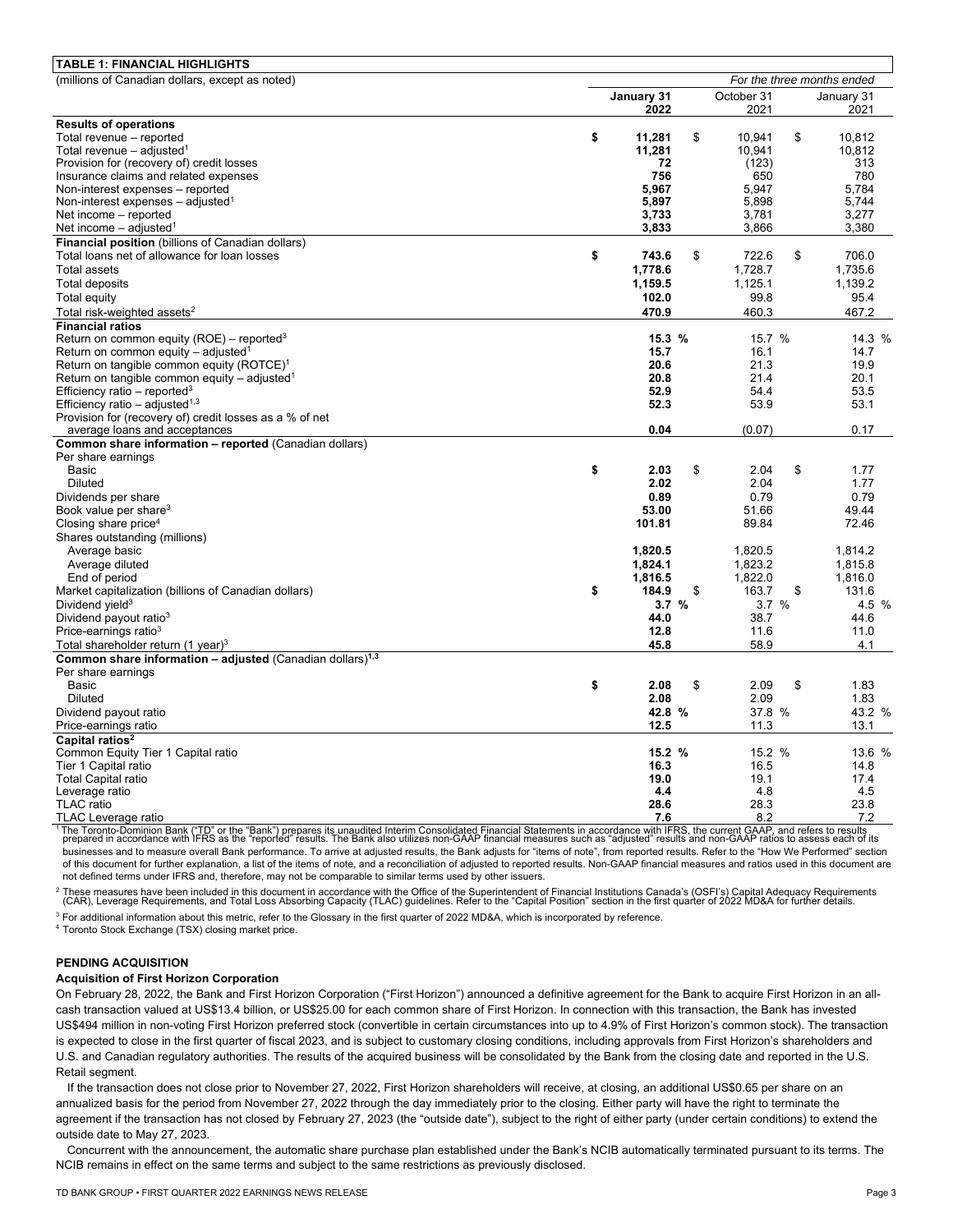**TABLE 1: FINANCIAL HIGHLIGHTS**

| (millions of Canadian dollars, except as noted) | *For the three months ended* | | |
|---|---|---|---|
| | **January 31 2022** | October 31 2021 | January 31 2021 |
| **Results of operations** | | | |
| Total revenue – reported | **$ 11,281** | $ 10,941 | $ 10,812 |
| Total revenue – adjusted[1] | **11,281** | 10,941 | 10,812 |
| Provision for (recovery of) credit losses | **72** | (123) | 313 |
| Insurance claims and related expenses | **756** | 650 | 780 |
| Non-interest expenses – reported | **5,967** | 5,947 | 5,784 |
| Non-interest expenses – adjusted[1] | **5,897** | 5,898 | 5,744 |
| Net income – reported | **3,733** | 3,781 | 3,277 |
| Net income – adjusted[1] | **3,833** | 3,866 | 3,380 |
| **Financial position** (billions of Canadian dollars) | | | |
| Total loans net of allowance for loan losses | **$ 743.6** | $ 722.6 | $ 706.0 |
| Total assets | **1,778.6** | 1,728.7 | 1,735.6 |
| Total deposits | **1,159.5** | 1,125.1 | 1,139.2 |
| Total equity | **102.0** | 99.8 | 95.4 |
| Total risk-weighted assets[2] | **470.9** | 460.3 | 467.2 |
| **Financial ratios** | | | |
| Return on common equity (ROE) – reported[3] | **15.3 %** | 15.7 % | 14.3 % |
| Return on common equity – adjusted[1] | **15.7** | 16.1 | 14.7 |
| Return on tangible common equity (ROTCE)[1] | **20.6** | 21.3 | 19.9 |
| Return on tangible common equity – adjusted[1] | **20.8** | 21.4 | 20.1 |
| Efficiency ratio – reported[3] | **52.9** | 54.4 | 53.5 |
| Efficiency ratio – adjusted[1,3] | **52.3** | 53.9 | 53.1 |
| Provision for (recovery of) credit losses as a % of net average loans and acceptances | **0.04** | (0.07) | 0.17 |
| **Common share information – reported** (Canadian dollars) | | | |
| Per share earnings | | | |
| Basic | **$ 2.03** | $ 2.04 | $ 1.77 |
| Diluted | **2.02** | 2.04 | 1.77 |
| Dividends per share | **0.89** | 0.79 | 0.79 |
| Book value per share[3] | **53.00** | 51.66 | 49.44 |
| Closing share price[4] | **101.81** | 89.84 | 72.46 |
| Shares outstanding (millions) | | | |
| Average basic | **1,820.5** | 1,820.5 | 1,814.2 |
| Average diluted | **1,824.1** | 1,823.2 | 1,815.8 |
| End of period | **1,816.5** | 1,822.0 | 1,816.0 |
| Market capitalization (billions of Canadian dollars) | **$ 184.9** | $ 163.7 | $ 131.6 |
| Dividend yield[3] | **3.7 %** | 3.7 % | 4.5 % |
| Dividend payout ratio[3] | **44.0** | 38.7 | 44.6 |
| Price-earnings ratio[3] | **12.8** | 11.6 | 11.0 |
| Total shareholder return (1 year)[3] | **45.8** | 58.9 | 4.1 |
| **Common share information – adjusted** (Canadian dollars)[1,3] | | | |
| Per share earnings | | | |
| Basic | **$ 2.08** | $ 2.09 | $ 1.83 |
| Diluted | **2.08** | 2.09 | 1.83 |
| Dividend payout ratio | **42.8 %** | 37.8 % | 43.2 % |
| Price-earnings ratio | **12.5** | 11.3 | 13.1 |
| **Capital ratios[2]** | | | |
| Common Equity Tier 1 Capital ratio | **15.2 %** | 15.2 % | 13.6 % |
| Tier 1 Capital ratio | **16.3** | 16.5 | 14.8 |
| Total Capital ratio | **19.0** | 19.1 | 17.4 |
| Leverage ratio | **4.4** | 4.8 | 4.5 |
| TLAC ratio | **28.6** | 28.3 | 23.8 |
| TLAC Leverage ratio | **7.6** | 8.2 | 7.2 |

[1] The Toronto-Dominion Bank ("TD" or the "Bank") prepares its unaudited Interim Consolidated Financial Statements in accordance with IFRS, the current GAAP, and refers to results prepared in accordance with IFRS as the "reported" results. The Bank also utilizes non-GAAP financial measures such as "adjusted" results and non-GAAP ratios to assess each of its businesses and to measure overall Bank performance. To arrive at adjusted results, the Bank adjusts for "items of note", from reported results. Refer to the "How We Performed" section of this document for further explanation, a list of the items of note, and a reconciliation of adjusted to reported results. Non-GAAP financial measures and ratios used in this document are not defined terms under IFRS and, therefore, may not be comparable to similar terms used by other issuers.

[2] These measures have been included in this document in accordance with the Office of the Superintendent of Financial Institutions Canada's (OSFI's) Capital Adequacy Requirements (CAR), Leverage Requirements, and Total Loss Absorbing Capacity (TLAC) guidelines. Refer to the "Capital Position" section in the first quarter of 2022 MD&A for further details.

[3] For additional information about this metric, refer to the Glossary in the first quarter of 2022 MD&A, which is incorporated by reference.

[4] Toronto Stock Exchange (TSX) closing market price.

## PENDING ACQUISITION

### Acquisition of First Horizon Corporation

On February 28, 2022, the Bank and First Horizon Corporation ("First Horizon") announced a definitive agreement for the Bank to acquire First Horizon in an all-cash transaction valued at US$13.4 billion, or US$25.00 for each common share of First Horizon. In connection with this transaction, the Bank has invested US$494 million in non-voting First Horizon preferred stock (convertible in certain circumstances into up to 4.9% of First Horizon's common stock). The transaction is expected to close in the first quarter of fiscal 2023, and is subject to customary closing conditions, including approvals from First Horizon's shareholders and U.S. and Canadian regulatory authorities. The results of the acquired business will be consolidated by the Bank from the closing date and reported in the U.S. Retail segment.

If the transaction does not close prior to November 27, 2022, First Horizon shareholders will receive, at closing, an additional US$0.65 per share on an annualized basis for the period from November 27, 2022 through the day immediately prior to the closing. Either party will have the right to terminate the agreement if the transaction has not closed by February 27, 2023 (the "outside date"), subject to the right of either party (under certain conditions) to extend the outside date to May 27, 2023.

Concurrent with the announcement, the automatic share purchase plan established under the Bank's NCIB automatically terminated pursuant to its terms. The NCIB remains in effect on the same terms and subject to the same restrictions as previously disclosed.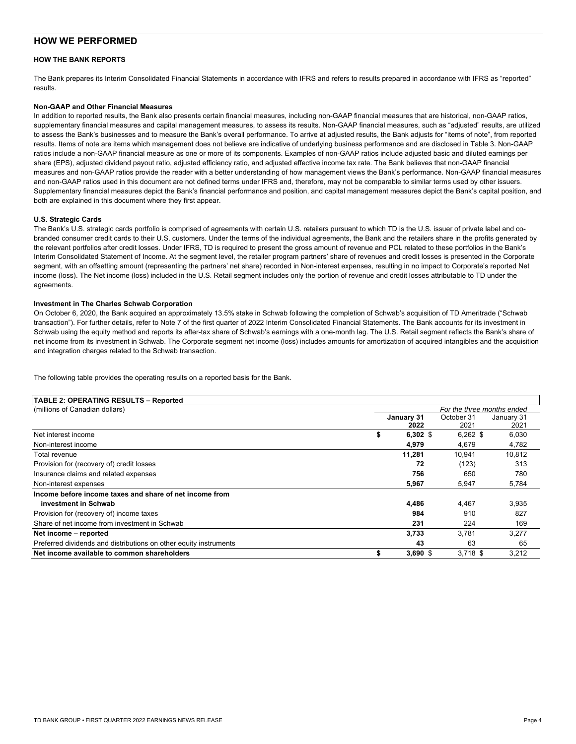## HOW WE PERFORMED

### HOW THE BANK REPORTS

The Bank prepares its Interim Consolidated Financial Statements in accordance with IFRS and refers to results prepared in accordance with IFRS as "reported" results.

**Non-GAAP and Other Financial Measures**

In addition to reported results, the Bank also presents certain financial measures, including non-GAAP financial measures that are historical, non-GAAP ratios, supplementary financial measures and capital management measures, to assess its results. Non-GAAP financial measures, such as "adjusted" results, are utilized to assess the Bank's businesses and to measure the Bank's overall performance. To arrive at adjusted results, the Bank adjusts for "items of note", from reported results. Items of note are items which management does not believe are indicative of underlying business performance and are disclosed in Table 3. Non-GAAP ratios include a non-GAAP financial measure as one or more of its components. Examples of non-GAAP ratios include adjusted basic and diluted earnings per share (EPS), adjusted dividend payout ratio, adjusted efficiency ratio, and adjusted effective income tax rate. The Bank believes that non-GAAP financial measures and non-GAAP ratios provide the reader with a better understanding of how management views the Bank's performance. Non-GAAP financial measures and non-GAAP ratios used in this document are not defined terms under IFRS and, therefore, may not be comparable to similar terms used by other issuers. Supplementary financial measures depict the Bank's financial performance and position, and capital management measures depict the Bank's capital position, and both are explained in this document where they first appear.

**U.S. Strategic Cards**

The Bank's U.S. strategic cards portfolio is comprised of agreements with certain U.S. retailers pursuant to which TD is the U.S. issuer of private label and co-branded consumer credit cards to their U.S. customers. Under the terms of the individual agreements, the Bank and the retailers share in the profits generated by the relevant portfolios after credit losses. Under IFRS, TD is required to present the gross amount of revenue and PCL related to these portfolios in the Bank's Interim Consolidated Statement of Income. At the segment level, the retailer program partners' share of revenues and credit losses is presented in the Corporate segment, with an offsetting amount (representing the partners' net share) recorded in Non-interest expenses, resulting in no impact to Corporate's reported Net income (loss). The Net income (loss) included in the U.S. Retail segment includes only the portion of revenue and credit losses attributable to TD under the agreements.

**Investment in The Charles Schwab Corporation**

On October 6, 2020, the Bank acquired an approximately 13.5% stake in Schwab following the completion of Schwab's acquisition of TD Ameritrade ("Schwab transaction"). For further details, refer to Note 7 of the first quarter of 2022 Interim Consolidated Financial Statements. The Bank accounts for its investment in Schwab using the equity method and reports its after-tax share of Schwab's earnings with a one-month lag. The U.S. Retail segment reflects the Bank's share of net income from its investment in Schwab. The Corporate segment net income (loss) includes amounts for amortization of acquired intangibles and the acquisition and integration charges related to the Schwab transaction.

The following table provides the operating results on a reported basis for the Bank.

**TABLE 2: OPERATING RESULTS – Reported**

| (millions of Canadian dollars) | *For the three months ended* | | |
|---|---|---|---|
| | **January 31 2022** | October 31 2021 | January 31 2021 |
| Net interest income | **$ 6,302** | $ 6,262 | $ 6,030 |
| Non-interest income | **4,979** | 4,679 | 4,782 |
| Total revenue | **11,281** | 10,941 | 10,812 |
| Provision for (recovery of) credit losses | **72** | (123) | 313 |
| Insurance claims and related expenses | **756** | 650 | 780 |
| Non-interest expenses | **5,967** | 5,947 | 5,784 |
| **Income before income taxes and share of net income from investment in Schwab** | **4,486** | 4,467 | 3,935 |
| Provision for (recovery of) income taxes | **984** | 910 | 827 |
| Share of net income from investment in Schwab | **231** | 224 | 169 |
| **Net income – reported** | **3,733** | 3,781 | 3,277 |
| Preferred dividends and distributions on other equity instruments | **43** | 63 | 65 |
| **Net income available to common shareholders** | **$ 3,690** | $ 3,718 | $ 3,212 |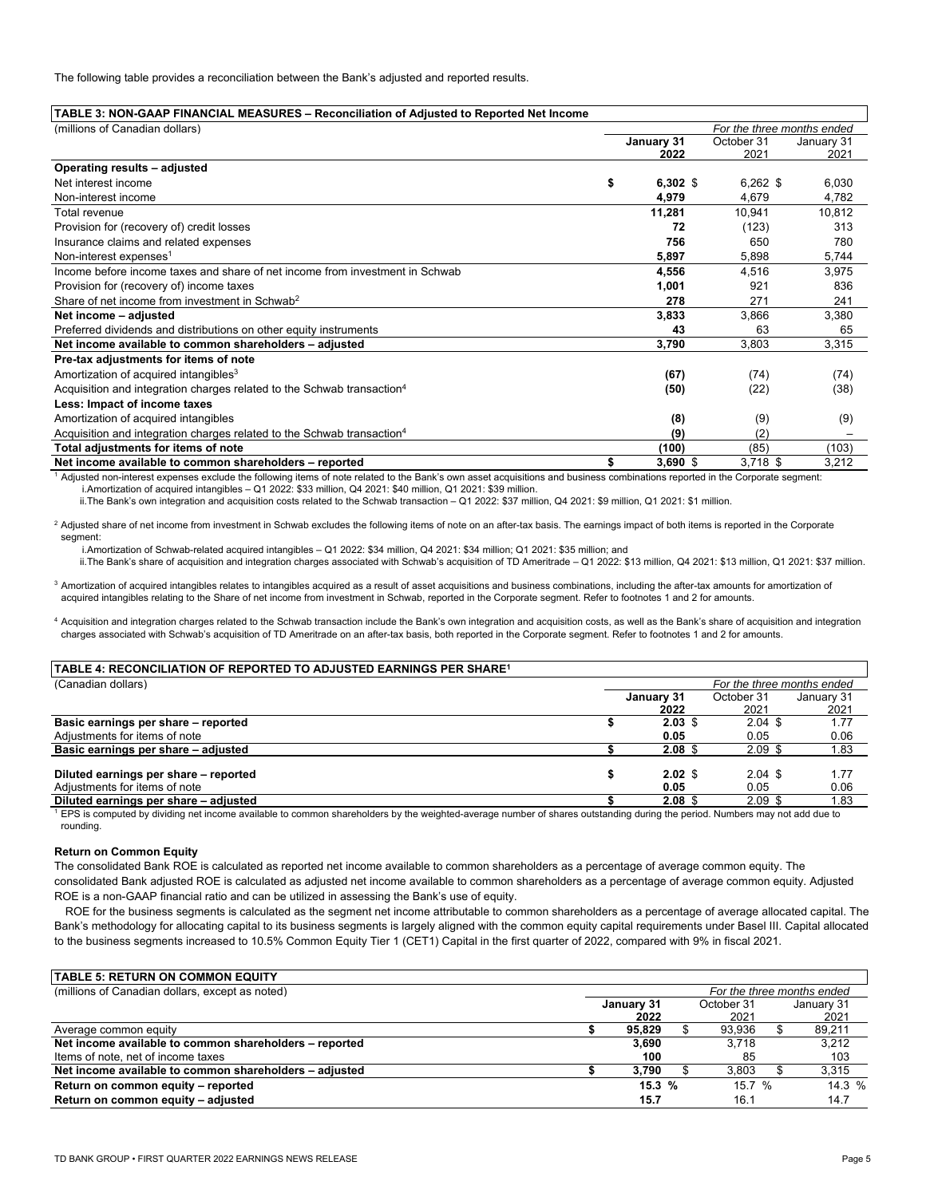The following table provides a reconciliation between the Bank's adjusted and reported results.

**TABLE 3: NON-GAAP FINANCIAL MEASURES – Reconciliation of Adjusted to Reported Net Income**

| (millions of Canadian dollars) | For the three months ended | | |
|---|---|---|---|
| | **January 31 2022** | October 31 2021 | January 31 2021 |
| **Operating results – adjusted** | | | |
| Net interest income | **$ 6,302** | $ 6,262 | $ 6,030 |
| Non-interest income | **4,979** | 4,679 | 4,782 |
| Total revenue | **11,281** | 10,941 | 10,812 |
| Provision for (recovery of) credit losses | **72** | (123) | 313 |
| Insurance claims and related expenses | **756** | 650 | 780 |
| Non-interest expenses[1] | **5,897** | 5,898 | 5,744 |
| Income before income taxes and share of net income from investment in Schwab | **4,556** | 4,516 | 3,975 |
| Provision for (recovery of) income taxes | **1,001** | 921 | 836 |
| Share of net income from investment in Schwab[2] | **278** | 271 | 241 |
| **Net income – adjusted** | **3,833** | 3,866 | 3,380 |
| Preferred dividends and distributions on other equity instruments | **43** | 63 | 65 |
| **Net income available to common shareholders – adjusted** | **3,790** | 3,803 | 3,315 |
| **Pre-tax adjustments for items of note** | | | |
| Amortization of acquired intangibles[3] | **(67)** | (74) | (74) |
| Acquisition and integration charges related to the Schwab transaction[4] | **(50)** | (22) | (38) |
| **Less: Impact of income taxes** | | | |
| Amortization of acquired intangibles | **(8)** | (9) | (9) |
| Acquisition and integration charges related to the Schwab transaction[4] | **(9)** | (2) | – |
| **Total adjustments for items of note** | **(100)** | (85) | (103) |
| **Net income available to common shareholders – reported** | **$ 3,690** | $ 3,718 | $ 3,212 |

[1] Adjusted non-interest expenses exclude the following items of note related to the Bank's own asset acquisitions and business combinations reported in the Corporate segment:
i. Amortization of acquired intangibles – Q1 2022: $33 million, Q4 2021: $40 million, Q1 2021: $39 million.
ii. The Bank's own integration and acquisition costs related to the Schwab transaction – Q1 2022: $37 million, Q4 2021: $9 million, Q1 2021: $1 million.

[2] Adjusted share of net income from investment in Schwab excludes the following items of note on an after-tax basis. The earnings impact of both items is reported in the Corporate segment:
i. Amortization of Schwab-related acquired intangibles – Q1 2022: $34 million, Q4 2021: $34 million; Q1 2021: $35 million; and
ii. The Bank's share of acquisition and integration charges associated with Schwab's acquisition of TD Ameritrade – Q1 2022: $13 million, Q4 2021: $13 million, Q1 2021: $37 million.

[3] Amortization of acquired intangibles relates to intangibles acquired as a result of asset acquisitions and business combinations, including the after-tax amounts for amortization of acquired intangibles relating to the Share of net income from investment in Schwab, reported in the Corporate segment. Refer to footnotes 1 and 2 for amounts.

[4] Acquisition and integration charges related to the Schwab transaction include the Bank's own integration and acquisition costs, as well as the Bank's share of acquisition and integration charges associated with Schwab's acquisition of TD Ameritrade on an after-tax basis, both reported in the Corporate segment. Refer to footnotes 1 and 2 for amounts.

**TABLE 4: RECONCILIATION OF REPORTED TO ADJUSTED EARNINGS PER SHARE[1]**

| (Canadian dollars) | For the three months ended | | |
|---|---|---|---|
| | **January 31 2022** | October 31 2021 | January 31 2021 |
| **Basic earnings per share – reported** | **$ 2.03** | $ 2.04 | $ 1.77 |
| Adjustments for items of note | **0.05** | 0.05 | 0.06 |
| **Basic earnings per share – adjusted** | **$ 2.08** | $ 2.09 | $ 1.83 |
| | | | |
| **Diluted earnings per share – reported** | **$ 2.02** | $ 2.04 | $ 1.77 |
| Adjustments for items of note | **0.05** | 0.05 | 0.06 |
| **Diluted earnings per share – adjusted** | **$ 2.08** | $ 2.09 | $ 1.83 |

[1] EPS is computed by dividing net income available to common shareholders by the weighted-average number of shares outstanding during the period. Numbers may not add due to rounding.

**Return on Common Equity**

The consolidated Bank ROE is calculated as reported net income available to common shareholders as a percentage of average common equity. The consolidated Bank adjusted ROE is calculated as adjusted net income available to common shareholders as a percentage of average common equity. Adjusted ROE is a non-GAAP financial ratio and can be utilized in assessing the Bank's use of equity.

ROE for the business segments is calculated as the segment net income attributable to common shareholders as a percentage of average allocated capital. The Bank's methodology for allocating capital to its business segments is largely aligned with the common equity capital requirements under Basel III. Capital allocated to the business segments increased to 10.5% Common Equity Tier 1 (CET1) Capital in the first quarter of 2022, compared with 9% in fiscal 2021.

**TABLE 5: RETURN ON COMMON EQUITY**

| (millions of Canadian dollars, except as noted) | For the three months ended | | |
|---|---|---|---|
| | **January 31 2022** | October 31 2021 | January 31 2021 |
| Average common equity | **$ 95,829** | $ 93,936 | $ 89,211 |
| **Net income available to common shareholders – reported** | **3,690** | 3,718 | 3,212 |
| Items of note, net of income taxes | **100** | 85 | 103 |
| **Net income available to common shareholders – adjusted** | **$ 3,790** | $ 3,803 | $ 3,315 |
| **Return on common equity – reported** | **15.3 %** | 15.7 % | 14.3 % |
| **Return on common equity – adjusted** | **15.7** | 16.1 | 14.7 |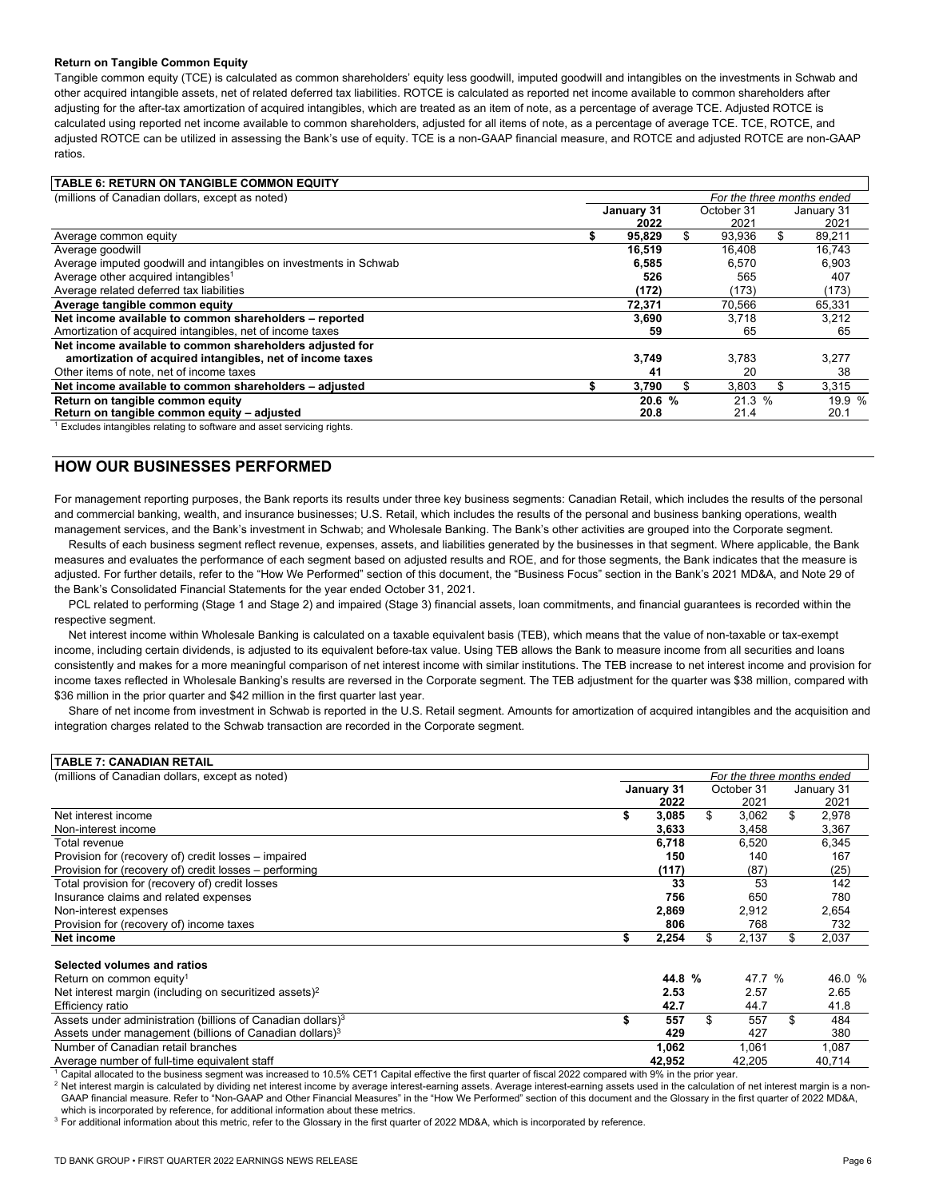**Return on Tangible Common Equity**

Tangible common equity (TCE) is calculated as common shareholders' equity less goodwill, imputed goodwill and intangibles on the investments in Schwab and other acquired intangible assets, net of related deferred tax liabilities. ROTCE is calculated as reported net income available to common shareholders after adjusting for the after-tax amortization of acquired intangibles, which are treated as an item of note, as a percentage of average TCE. Adjusted ROTCE is calculated using reported net income available to common shareholders, adjusted for all items of note, as a percentage of average TCE. TCE, ROTCE, and adjusted ROTCE can be utilized in assessing the Bank's use of equity. TCE is a non-GAAP financial measure, and ROTCE and adjusted ROTCE are non-GAAP ratios.

**TABLE 6: RETURN ON TANGIBLE COMMON EQUITY**

| (millions of Canadian dollars, except as noted) | *For the three months ended* | | |
|---|---|---|---|
| | **January 31 2022** | October 31 2021 | January 31 2021 |
| Average common equity | **$ 95,829** | $ 93,936 | $ 89,211 |
| Average goodwill | **16,519** | 16,408 | 16,743 |
| Average imputed goodwill and intangibles on investments in Schwab | **6,585** | 6,570 | 6,903 |
| Average other acquired intangibles[1] | **526** | 565 | 407 |
| Average related deferred tax liabilities | **(172)** | (173) | (173) |
| **Average tangible common equity** | **72,371** | 70,566 | 65,331 |
| **Net income available to common shareholders – reported** | **3,690** | 3,718 | 3,212 |
| Amortization of acquired intangibles, net of income taxes | **59** | 65 | 65 |
| **Net income available to common shareholders adjusted for amortization of acquired intangibles, net of income taxes** | **3,749** | 3,783 | 3,277 |
| Other items of note, net of income taxes | **41** | 20 | 38 |
| **Net income available to common shareholders – adjusted** | **$ 3,790** | $ 3,803 | $ 3,315 |
| **Return on tangible common equity** | **20.6 %** | 21.3 % | 19.9 % |
| **Return on tangible common equity – adjusted** | **20.8** | 21.4 | 20.1 |

[1] Excludes intangibles relating to software and asset servicing rights.

## HOW OUR BUSINESSES PERFORMED

For management reporting purposes, the Bank reports its results under three key business segments: Canadian Retail, which includes the results of the personal and commercial banking, wealth, and insurance businesses; U.S. Retail, which includes the results of the personal and business banking operations, wealth management services, and the Bank's investment in Schwab; and Wholesale Banking. The Bank's other activities are grouped into the Corporate segment.

Results of each business segment reflect revenue, expenses, assets, and liabilities generated by the businesses in that segment. Where applicable, the Bank measures and evaluates the performance of each segment based on adjusted results and ROE, and for those segments, the Bank indicates that the measure is adjusted. For further details, refer to the "How We Performed" section of this document, the "Business Focus" section in the Bank's 2021 MD&A, and Note 29 of the Bank's Consolidated Financial Statements for the year ended October 31, 2021.

PCL related to performing (Stage 1 and Stage 2) and impaired (Stage 3) financial assets, loan commitments, and financial guarantees is recorded within the respective segment.

Net interest income within Wholesale Banking is calculated on a taxable equivalent basis (TEB), which means that the value of non-taxable or tax-exempt income, including certain dividends, is adjusted to its equivalent before-tax value. Using TEB allows the Bank to measure income from all securities and loans consistently and makes for a more meaningful comparison of net interest income with similar institutions. The TEB increase to net interest income and provision for income taxes reflected in Wholesale Banking's results are reversed in the Corporate segment. The TEB adjustment for the quarter was $38 million, compared with $36 million in the prior quarter and $42 million in the first quarter last year.

Share of net income from investment in Schwab is reported in the U.S. Retail segment. Amounts for amortization of acquired intangibles and the acquisition and integration charges related to the Schwab transaction are recorded in the Corporate segment.

**TABLE 7: CANADIAN RETAIL**

| (millions of Canadian dollars, except as noted) | *For the three months ended* | | |
|---|---|---|---|
| | **January 31 2022** | October 31 2021 | January 31 2021 |
| Net interest income | **$ 3,085** | $ 3,062 | $ 2,978 |
| Non-interest income | **3,633** | 3,458 | 3,367 |
| Total revenue | **6,718** | 6,520 | 6,345 |
| Provision for (recovery of) credit losses – impaired | **150** | 140 | 167 |
| Provision for (recovery of) credit losses – performing | **(117)** | (87) | (25) |
| Total provision for (recovery of) credit losses | **33** | 53 | 142 |
| Insurance claims and related expenses | **756** | 650 | 780 |
| Non-interest expenses | **2,869** | 2,912 | 2,654 |
| Provision for (recovery of) income taxes | **806** | 768 | 732 |
| **Net income** | **$ 2,254** | $ 2,137 | $ 2,037 |
| | | | |
| **Selected volumes and ratios** | | | |
| Return on common equity[1] | **44.8 %** | 47.7 % | 46.0 % |
| Net interest margin (including on securitized assets)[2] | **2.53** | 2.57 | 2.65 |
| Efficiency ratio | **42.7** | 44.7 | 41.8 |
| Assets under administration (billions of Canadian dollars)[3] | **$ 557** | $ 557 | $ 484 |
| Assets under management (billions of Canadian dollars)[3] | **429** | 427 | 380 |
| Number of Canadian retail branches | **1,062** | 1,061 | 1,087 |
| Average number of full-time equivalent staff | **42,952** | 42,205 | 40,714 |

[1] Capital allocated to the business segment was increased to 10.5% CET1 Capital effective the first quarter of fiscal 2022 compared with 9% in the prior year.

[2] Net interest margin is calculated by dividing net interest income by average interest-earning assets. Average interest-earning assets used in the calculation of net interest margin is a non-GAAP financial measure. Refer to "Non-GAAP and Other Financial Measures" in the "How We Performed" section of this document and the Glossary in the first quarter of 2022 MD&A, which is incorporated by reference, for additional information about these metrics.

[3] For additional information about this metric, refer to the Glossary in the first quarter of 2022 MD&A, which is incorporated by reference.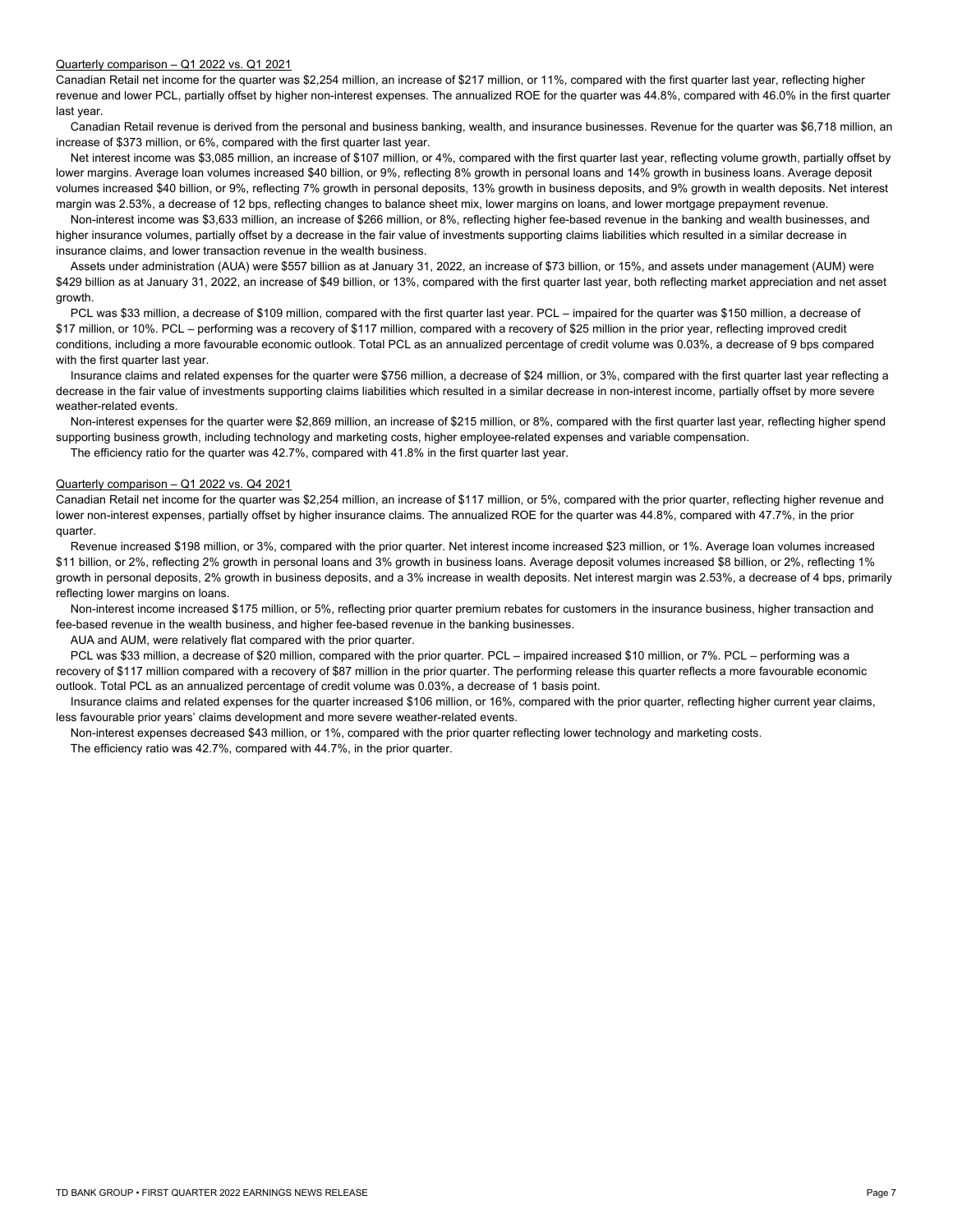Quarterly comparison – Q1 2022 vs. Q1 2021

Canadian Retail net income for the quarter was $2,254 million, an increase of $217 million, or 11%, compared with the first quarter last year, reflecting higher revenue and lower PCL, partially offset by higher non-interest expenses. The annualized ROE for the quarter was 44.8%, compared with 46.0% in the first quarter last year.

Canadian Retail revenue is derived from the personal and business banking, wealth, and insurance businesses. Revenue for the quarter was $6,718 million, an increase of $373 million, or 6%, compared with the first quarter last year.

Net interest income was $3,085 million, an increase of $107 million, or 4%, compared with the first quarter last year, reflecting volume growth, partially offset by lower margins. Average loan volumes increased $40 billion, or 9%, reflecting 8% growth in personal loans and 14% growth in business loans. Average deposit volumes increased $40 billion, or 9%, reflecting 7% growth in personal deposits, 13% growth in business deposits, and 9% growth in wealth deposits. Net interest margin was 2.53%, a decrease of 12 bps, reflecting changes to balance sheet mix, lower margins on loans, and lower mortgage prepayment revenue.

Non-interest income was $3,633 million, an increase of $266 million, or 8%, reflecting higher fee-based revenue in the banking and wealth businesses, and higher insurance volumes, partially offset by a decrease in the fair value of investments supporting claims liabilities which resulted in a similar decrease in insurance claims, and lower transaction revenue in the wealth business.

Assets under administration (AUA) were $557 billion as at January 31, 2022, an increase of $73 billion, or 15%, and assets under management (AUM) were $429 billion as at January 31, 2022, an increase of $49 billion, or 13%, compared with the first quarter last year, both reflecting market appreciation and net asset growth.

PCL was $33 million, a decrease of $109 million, compared with the first quarter last year. PCL – impaired for the quarter was $150 million, a decrease of $17 million, or 10%. PCL – performing was a recovery of $117 million, compared with a recovery of $25 million in the prior year, reflecting improved credit conditions, including a more favourable economic outlook. Total PCL as an annualized percentage of credit volume was 0.03%, a decrease of 9 bps compared with the first quarter last year.

Insurance claims and related expenses for the quarter were $756 million, a decrease of $24 million, or 3%, compared with the first quarter last year reflecting a decrease in the fair value of investments supporting claims liabilities which resulted in a similar decrease in non-interest income, partially offset by more severe weather-related events.

Non-interest expenses for the quarter were $2,869 million, an increase of $215 million, or 8%, compared with the first quarter last year, reflecting higher spend supporting business growth, including technology and marketing costs, higher employee-related expenses and variable compensation.

The efficiency ratio for the quarter was 42.7%, compared with 41.8% in the first quarter last year.

Quarterly comparison – Q1 2022 vs. Q4 2021

Canadian Retail net income for the quarter was $2,254 million, an increase of $117 million, or 5%, compared with the prior quarter, reflecting higher revenue and lower non-interest expenses, partially offset by higher insurance claims. The annualized ROE for the quarter was 44.8%, compared with 47.7%, in the prior quarter.

Revenue increased $198 million, or 3%, compared with the prior quarter. Net interest income increased $23 million, or 1%. Average loan volumes increased $11 billion, or 2%, reflecting 2% growth in personal loans and 3% growth in business loans. Average deposit volumes increased $8 billion, or 2%, reflecting 1% growth in personal deposits, 2% growth in business deposits, and a 3% increase in wealth deposits. Net interest margin was 2.53%, a decrease of 4 bps, primarily reflecting lower margins on loans.

Non-interest income increased $175 million, or 5%, reflecting prior quarter premium rebates for customers in the insurance business, higher transaction and fee-based revenue in the wealth business, and higher fee-based revenue in the banking businesses.

AUA and AUM, were relatively flat compared with the prior quarter.

PCL was $33 million, a decrease of $20 million, compared with the prior quarter. PCL – impaired increased $10 million, or 7%. PCL – performing was a recovery of $117 million compared with a recovery of $87 million in the prior quarter. The performing release this quarter reflects a more favourable economic outlook. Total PCL as an annualized percentage of credit volume was 0.03%, a decrease of 1 basis point.

Insurance claims and related expenses for the quarter increased $106 million, or 16%, compared with the prior quarter, reflecting higher current year claims, less favourable prior years' claims development and more severe weather-related events.

Non-interest expenses decreased $43 million, or 1%, compared with the prior quarter reflecting lower technology and marketing costs.

The efficiency ratio was 42.7%, compared with 44.7%, in the prior quarter.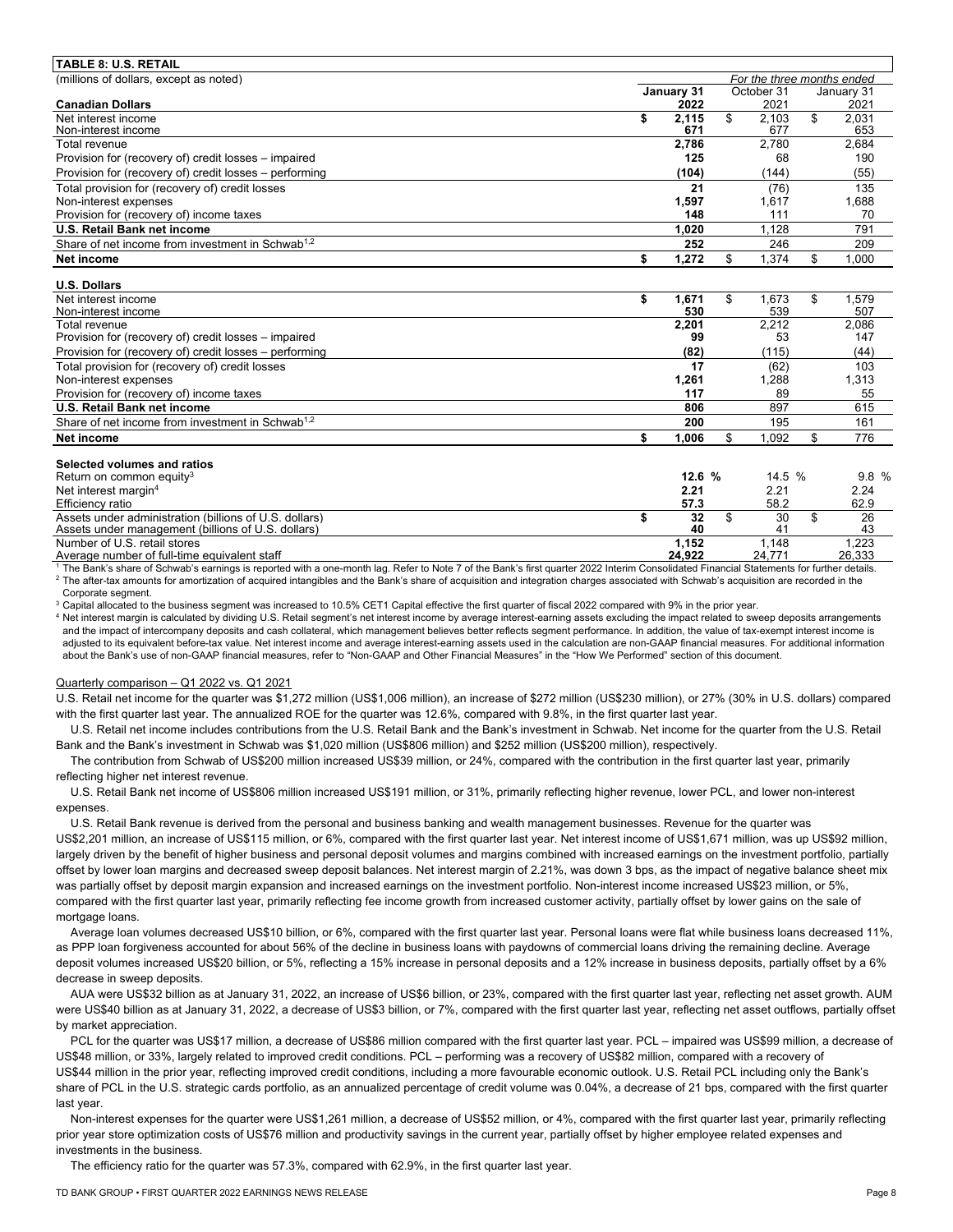**TABLE 8: U.S. RETAIL**

| (millions of dollars, except as noted) | | *For the three months ended* | |
|---|---|---|---|
| | **January 31** | October 31 | January 31 |
| **Canadian Dollars** | **2022** | 2021 | 2021 |
| Net interest income | **$ 2,115** | $ 2,103 | $ 2,031 |
| Non-interest income | **671** | 677 | 653 |
| Total revenue | **2,786** | 2,780 | 2,684 |
| Provision for (recovery of) credit losses – impaired | **125** | 68 | 190 |
| Provision for (recovery of) credit losses – performing | **(104)** | (144) | (55) |
| Total provision for (recovery of) credit losses | **21** | (76) | 135 |
| Non-interest expenses | **1,597** | 1,617 | 1,688 |
| Provision for (recovery of) income taxes | **148** | 111 | 70 |
| **U.S. Retail Bank net income** | **1,020** | 1,128 | 791 |
| Share of net income from investment in Schwab[1,2] | **252** | 246 | 209 |
| **Net income** | **$ 1,272** | $ 1,374 | $ 1,000 |
| | | | |
| **U.S. Dollars** | | | |
| Net interest income | **$ 1,671** | $ 1,673 | $ 1,579 |
| Non-interest income | **530** | 539 | 507 |
| Total revenue | **2,201** | 2,212 | 2,086 |
| Provision for (recovery of) credit losses – impaired | **99** | 53 | 147 |
| Provision for (recovery of) credit losses – performing | **(82)** | (115) | (44) |
| Total provision for (recovery of) credit losses | **17** | (62) | 103 |
| Non-interest expenses | **1,261** | 1,288 | 1,313 |
| Provision for (recovery of) income taxes | **117** | 89 | 55 |
| **U.S. Retail Bank net income** | **806** | 897 | 615 |
| Share of net income from investment in Schwab[1,2] | **200** | 195 | 161 |
| **Net income** | **$ 1,006** | $ 1,092 | $ 776 |
| | | | |
| **Selected volumes and ratios** | | | |
| Return on common equity[3] | **12.6 %** | 14.5 % | 9.8 % |
| Net interest margin[4] | **2.21** | 2.21 | 2.24 |
| Efficiency ratio | **57.3** | 58.2 | 62.9 |
| Assets under administration (billions of U.S. dollars) | **$ 32** | $ 30 | $ 26 |
| Assets under management (billions of U.S. dollars) | **40** | 41 | 43 |
| Number of U.S. retail stores | **1,152** | 1,148 | 1,223 |
| Average number of full-time equivalent staff | **24,922** | 24,771 | 26,333 |

[1] The Bank's share of Schwab's earnings is reported with a one-month lag. Refer to Note 7 of the Bank's first quarter 2022 Interim Consolidated Financial Statements for further details.

[2] The after-tax amounts for amortization of acquired intangibles and the Bank's share of acquisition and integration charges associated with Schwab's acquisition are recorded in the Corporate segment.

[3] Capital allocated to the business segment was increased to 10.5% CET1 Capital effective the first quarter of fiscal 2022 compared with 9% in the prior year.

[4] Net interest margin is calculated by dividing U.S. Retail segment's net interest income by average interest-earning assets excluding the impact related to sweep deposits arrangements and the impact of intercompany deposits and cash collateral, which management believes better reflects segment performance. In addition, the value of tax-exempt interest income is adjusted to its equivalent before-tax value. Net interest income and average interest-earning assets used in the calculation are non-GAAP financial measures. For additional information about the Bank's use of non-GAAP financial measures, refer to "Non-GAAP and Other Financial Measures" in the "How We Performed" section of this document.

Quarterly comparison – Q1 2022 vs. Q1 2021

U.S. Retail net income for the quarter was $1,272 million (US$1,006 million), an increase of $272 million (US$230 million), or 27% (30% in U.S. dollars) compared with the first quarter last year. The annualized ROE for the quarter was 12.6%, compared with 9.8%, in the first quarter last year.

U.S. Retail net income includes contributions from the U.S. Retail Bank and the Bank's investment in Schwab. Net income for the quarter from the U.S. Retail Bank and the Bank's investment in Schwab was $1,020 million (US$806 million) and $252 million (US$200 million), respectively.

The contribution from Schwab of US$200 million increased US$39 million, or 24%, compared with the contribution in the first quarter last year, primarily reflecting higher net interest revenue.

U.S. Retail Bank net income of US$806 million increased US$191 million, or 31%, primarily reflecting higher revenue, lower PCL, and lower non-interest expenses.

U.S. Retail Bank revenue is derived from the personal and business banking and wealth management businesses. Revenue for the quarter was US$2,201 million, an increase of US$115 million, or 6%, compared with the first quarter last year. Net interest income of US$1,671 million, was up US$92 million, largely driven by the benefit of higher business and personal deposit volumes and margins combined with increased earnings on the investment portfolio, partially offset by lower loan margins and decreased sweep deposit balances. Net interest margin of 2.21%, was down 3 bps, as the impact of negative balance sheet mix was partially offset by deposit margin expansion and increased earnings on the investment portfolio. Non-interest income increased US$23 million, or 5%, compared with the first quarter last year, primarily reflecting fee income growth from increased customer activity, partially offset by lower gains on the sale of mortgage loans.

Average loan volumes decreased US$10 billion, or 6%, compared with the first quarter last year. Personal loans were flat while business loans decreased 11%, as PPP loan forgiveness accounted for about 56% of the decline in business loans with paydowns of commercial loans driving the remaining decline. Average deposit volumes increased US$20 billion, or 5%, reflecting a 15% increase in personal deposits and a 12% increase in business deposits, partially offset by a 6% decrease in sweep deposits.

AUA were US$32 billion as at January 31, 2022, an increase of US$6 billion, or 23%, compared with the first quarter last year, reflecting net asset growth. AUM were US$40 billion as at January 31, 2022, a decrease of US$3 billion, or 7%, compared with the first quarter last year, reflecting net asset outflows, partially offset by market appreciation.

PCL for the quarter was US$17 million, a decrease of US$86 million compared with the first quarter last year. PCL – impaired was US$99 million, a decrease of US$48 million, or 33%, largely related to improved credit conditions. PCL – performing was a recovery of US$82 million, compared with a recovery of US$44 million in the prior year, reflecting improved credit conditions, including a more favourable economic outlook. U.S. Retail PCL including only the Bank's share of PCL in the U.S. strategic cards portfolio, as an annualized percentage of credit volume was 0.04%, a decrease of 21 bps, compared with the first quarter last year.

Non-interest expenses for the quarter were US$1,261 million, a decrease of US$52 million, or 4%, compared with the first quarter last year, primarily reflecting prior year store optimization costs of US$76 million and productivity savings in the current year, partially offset by higher employee related expenses and investments in the business.

The efficiency ratio for the quarter was 57.3%, compared with 62.9%, in the first quarter last year.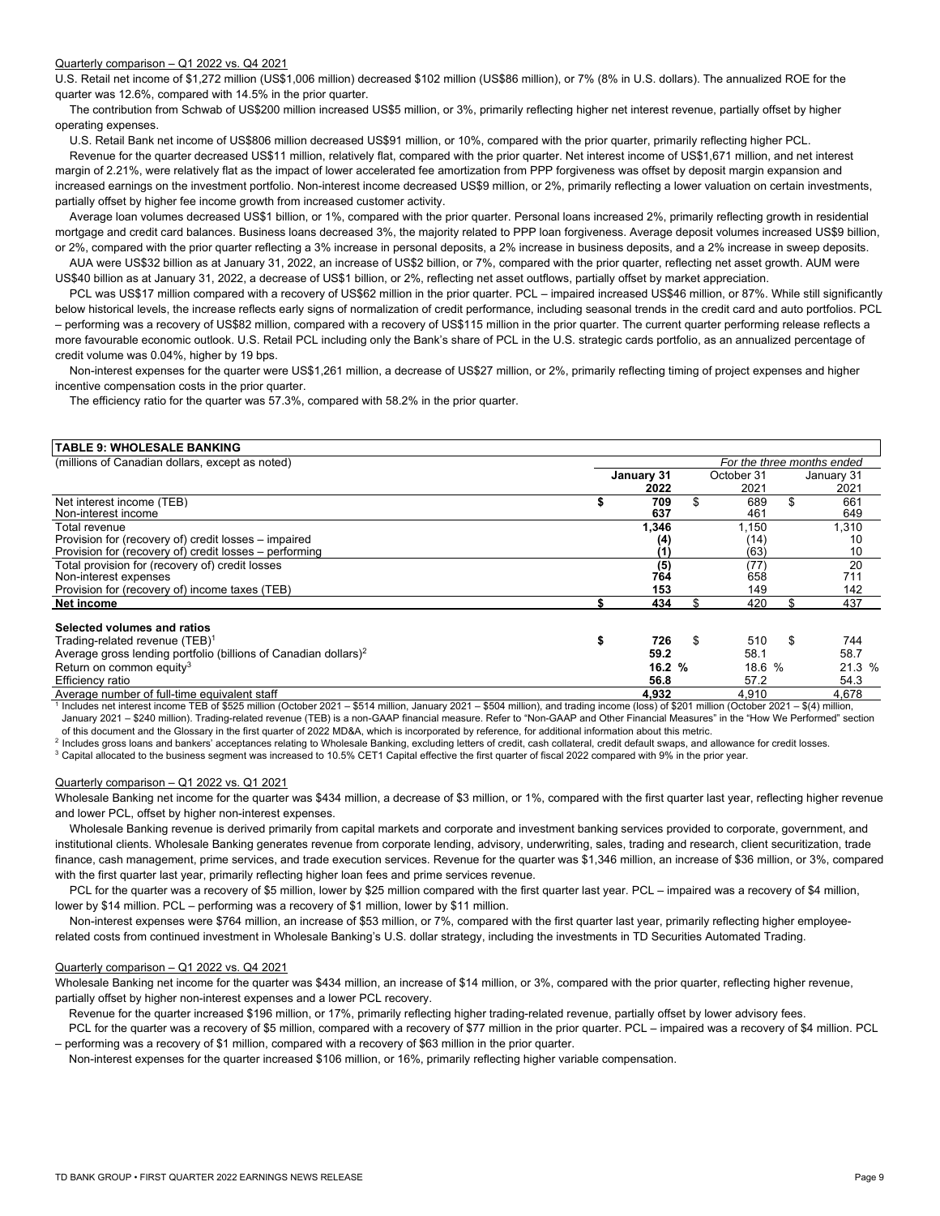Quarterly comparison – Q1 2022 vs. Q4 2021

U.S. Retail net income of $1,272 million (US$1,006 million) decreased $102 million (US$86 million), or 7% (8% in U.S. dollars). The annualized ROE for the quarter was 12.6%, compared with 14.5% in the prior quarter.

The contribution from Schwab of US$200 million increased US$5 million, or 3%, primarily reflecting higher net interest revenue, partially offset by higher operating expenses.

U.S. Retail Bank net income of US$806 million decreased US$91 million, or 10%, compared with the prior quarter, primarily reflecting higher PCL.

Revenue for the quarter decreased US$11 million, relatively flat, compared with the prior quarter. Net interest income of US$1,671 million, and net interest margin of 2.21%, were relatively flat as the impact of lower accelerated fee amortization from PPP forgiveness was offset by deposit margin expansion and increased earnings on the investment portfolio. Non-interest income decreased US$9 million, or 2%, primarily reflecting a lower valuation on certain investments, partially offset by higher fee income growth from increased customer activity.

Average loan volumes decreased US$1 billion, or 1%, compared with the prior quarter. Personal loans increased 2%, primarily reflecting growth in residential mortgage and credit card balances. Business loans decreased 3%, the majority related to PPP loan forgiveness. Average deposit volumes increased US$9 billion, or 2%, compared with the prior quarter reflecting a 3% increase in personal deposits, a 2% increase in business deposits, and a 2% increase in sweep deposits.

AUA were US$32 billion as at January 31, 2022, an increase of US$2 billion, or 7%, compared with the prior quarter, reflecting net asset growth. AUM were US$40 billion as at January 31, 2022, a decrease of US$1 billion, or 2%, reflecting net asset outflows, partially offset by market appreciation.

PCL was US$17 million compared with a recovery of US$62 million in the prior quarter. PCL – impaired increased US$46 million, or 87%. While still significantly below historical levels, the increase reflects early signs of normalization of credit performance, including seasonal trends in the credit card and auto portfolios. PCL – performing was a recovery of US$82 million, compared with a recovery of US$115 million in the prior quarter. The current quarter performing release reflects a more favourable economic outlook. U.S. Retail PCL including only the Bank's share of PCL in the U.S. strategic cards portfolio, as an annualized percentage of credit volume was 0.04%, higher by 19 bps.

Non-interest expenses for the quarter were US$1,261 million, a decrease of US$27 million, or 2%, primarily reflecting timing of project expenses and higher incentive compensation costs in the prior quarter.

The efficiency ratio for the quarter was 57.3%, compared with 58.2% in the prior quarter.

**TABLE 9: WHOLESALE BANKING**

| (millions of Canadian dollars, except as noted) | *For the three months ended* | | |
|---|---|---|---|
| | **January 31 2022** | October 31 2021 | January 31 2021 |
| Net interest income (TEB) | **$ 709** | $ 689 | $ 661 |
| Non-interest income | **637** | 461 | 649 |
| Total revenue | **1,346** | 1,150 | 1,310 |
| Provision for (recovery of) credit losses – impaired | **(4)** | (14) | 10 |
| Provision for (recovery of) credit losses – performing | **(1)** | (63) | 10 |
| Total provision for (recovery of) credit losses | **(5)** | (77) | 20 |
| Non-interest expenses | **764** | 658 | 711 |
| Provision for (recovery of) income taxes (TEB) | **153** | 149 | 142 |
| **Net income** | **$ 434** | $ 420 | $ 437 |
| | | | |
| **Selected volumes and ratios** | | | |
| Trading-related revenue (TEB)[1] | **$ 726** | $ 510 | $ 744 |
| Average gross lending portfolio (billions of Canadian dollars)[2] | **59.2** | 58.1 | 58.7 |
| Return on common equity[3] | **16.2 %** | 18.6 % | 21.3 % |
| Efficiency ratio | **56.8** | 57.2 | 54.3 |
| Average number of full-time equivalent staff | **4,932** | 4,910 | 4,678 |

[1] Includes net interest income TEB of $525 million (October 2021 – $514 million, January 2021 – $504 million), and trading income (loss) of $201 million (October 2021 – $(4) million, January 2021 – $240 million). Trading-related revenue (TEB) is a non-GAAP financial measure. Refer to "Non-GAAP and Other Financial Measures" in the "How We Performed" section of this document and the Glossary in the first quarter of 2022 MD&A, which is incorporated by reference, for additional information about this metric.

[2] Includes gross loans and bankers' acceptances relating to Wholesale Banking, excluding letters of credit, cash collateral, credit default swaps, and allowance for credit losses.

[3] Capital allocated to the business segment was increased to 10.5% CET1 Capital effective the first quarter of fiscal 2022 compared with 9% in the prior year.

Quarterly comparison – Q1 2022 vs. Q1 2021

Wholesale Banking net income for the quarter was $434 million, a decrease of $3 million, or 1%, compared with the first quarter last year, reflecting higher revenue and lower PCL, offset by higher non-interest expenses.

Wholesale Banking revenue is derived primarily from capital markets and corporate and investment banking services provided to corporate, government, and institutional clients. Wholesale Banking generates revenue from corporate lending, advisory, underwriting, sales, trading and research, client securitization, trade finance, cash management, prime services, and trade execution services. Revenue for the quarter was $1,346 million, an increase of $36 million, or 3%, compared with the first quarter last year, primarily reflecting higher loan fees and prime services revenue.

PCL for the quarter was a recovery of $5 million, lower by $25 million compared with the first quarter last year. PCL – impaired was a recovery of $4 million, lower by $14 million. PCL – performing was a recovery of $1 million, lower by $11 million.

Non-interest expenses were $764 million, an increase of $53 million, or 7%, compared with the first quarter last year, primarily reflecting higher employee-related costs from continued investment in Wholesale Banking's U.S. dollar strategy, including the investments in TD Securities Automated Trading.

Quarterly comparison – Q1 2022 vs. Q4 2021

Wholesale Banking net income for the quarter was $434 million, an increase of $14 million, or 3%, compared with the prior quarter, reflecting higher revenue, partially offset by higher non-interest expenses and a lower PCL recovery.

Revenue for the quarter increased $196 million, or 17%, primarily reflecting higher trading-related revenue, partially offset by lower advisory fees.

PCL for the quarter was a recovery of $5 million, compared with a recovery of $77 million in the prior quarter. PCL – impaired was a recovery of $4 million. PCL – performing was a recovery of $1 million, compared with a recovery of $63 million in the prior quarter.

Non-interest expenses for the quarter increased $106 million, or 16%, primarily reflecting higher variable compensation.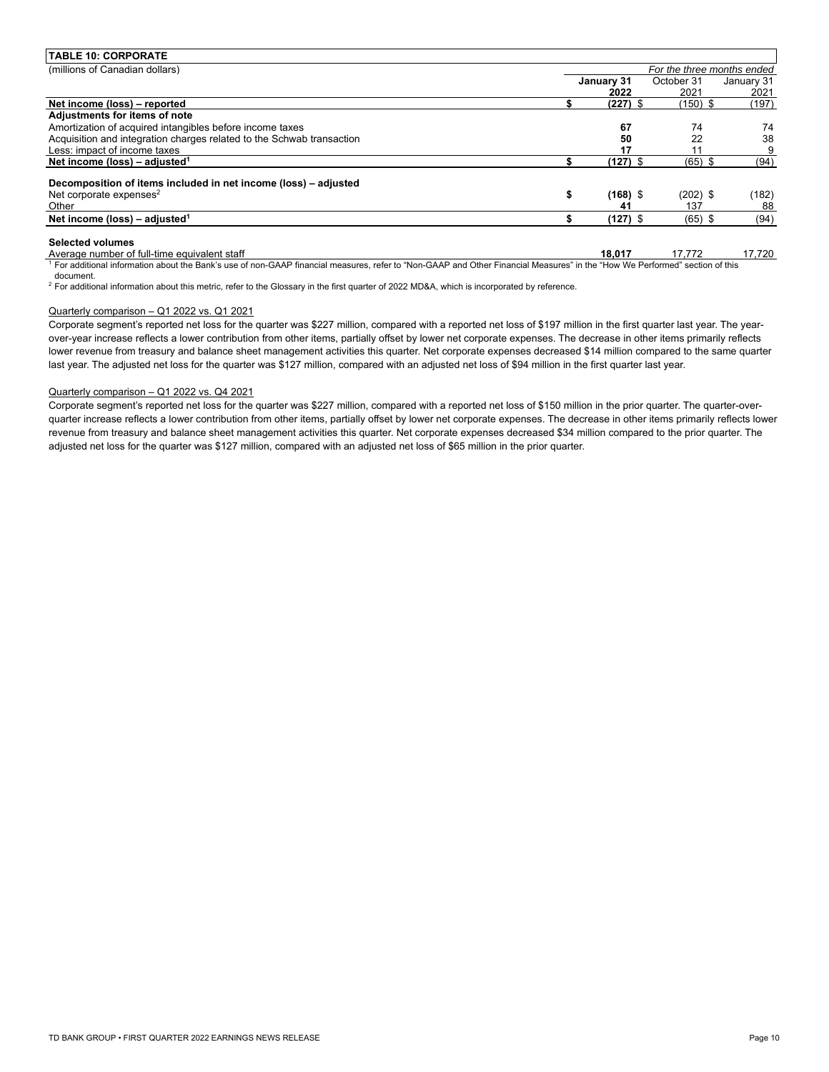**TABLE 10: CORPORATE**

| (millions of Canadian dollars) | | | *For the three months ended* |
|---|---|---|---|
| | **January 31 2022** | October 31 2021 | January 31 2021 |
| **Net income (loss) – reported** | **$ (227)** | $ (150) | $ (197) |
| **Adjustments for items of note** | | | |
| Amortization of acquired intangibles before income taxes | **67** | 74 | 74 |
| Acquisition and integration charges related to the Schwab transaction | **50** | 22 | 38 |
| Less: impact of income taxes | **17** | 11 | 9 |
| **Net income (loss) – adjusted[1]** | **$ (127)** | $ (65) | $ (94) |
| | | | |
| **Decomposition of items included in net income (loss) – adjusted** | | | |
| Net corporate expenses[2] | **$ (168)** | $ (202) | $ (182) |
| Other | **41** | 137 | 88 |
| **Net income (loss) – adjusted[1]** | **$ (127)** | $ (65) | $ (94) |
| | | | |
| **Selected volumes** | | | |
| Average number of full-time equivalent staff | **18,017** | 17,772 | 17,720 |

[1] For additional information about the Bank's use of non-GAAP financial measures, refer to "Non-GAAP and Other Financial Measures" in the "How We Performed" section of this document.

[2] For additional information about this metric, refer to the Glossary in the first quarter of 2022 MD&A, which is incorporated by reference.

Quarterly comparison – Q1 2022 vs. Q1 2021

Corporate segment's reported net loss for the quarter was $227 million, compared with a reported net loss of $197 million in the first quarter last year. The year-over-year increase reflects a lower contribution from other items, partially offset by lower net corporate expenses. The decrease in other items primarily reflects lower revenue from treasury and balance sheet management activities this quarter. Net corporate expenses decreased $14 million compared to the same quarter last year. The adjusted net loss for the quarter was $127 million, compared with an adjusted net loss of $94 million in the first quarter last year.

Quarterly comparison – Q1 2022 vs. Q4 2021

Corporate segment's reported net loss for the quarter was $227 million, compared with a reported net loss of $150 million in the prior quarter. The quarter-over-quarter increase reflects a lower contribution from other items, partially offset by lower net corporate expenses. The decrease in other items primarily reflects lower revenue from treasury and balance sheet management activities this quarter. Net corporate expenses decreased $34 million compared to the prior quarter. The adjusted net loss for the quarter was $127 million, compared with an adjusted net loss of $65 million in the prior quarter.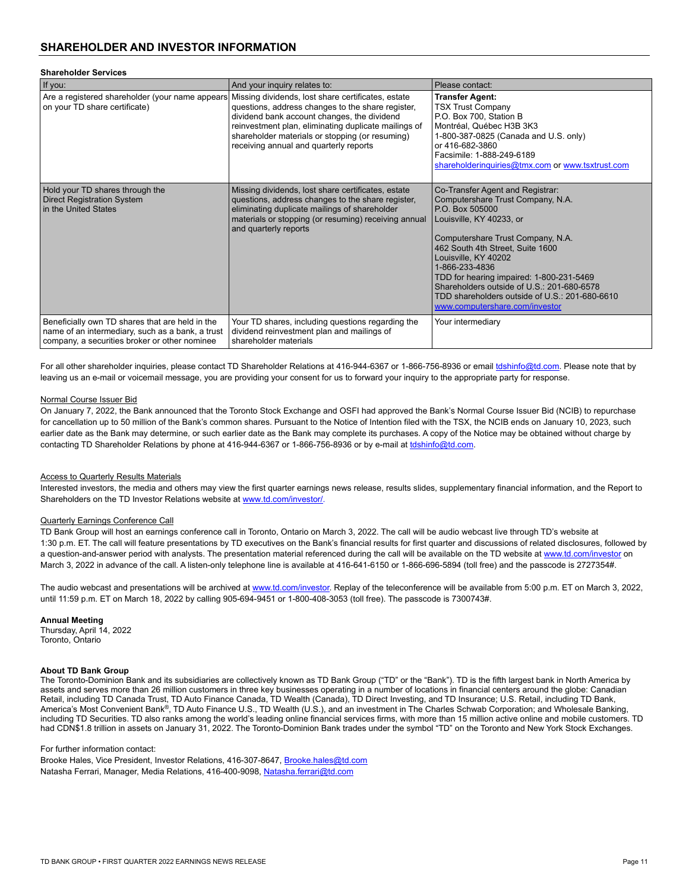## SHAREHOLDER AND INVESTOR INFORMATION

**Shareholder Services**

| If you: | And your inquiry relates to: | Please contact: |
|---|---|---|
| Are a registered shareholder (your name appears on your TD share certificate) | Missing dividends, lost share certificates, estate questions, address changes to the share register, dividend bank account changes, the dividend reinvestment plan, eliminating duplicate mailings of shareholder materials or stopping (or resuming) receiving annual and quarterly reports | **Transfer Agent:**<br>TSX Trust Company<br>P.O. Box 700, Station B<br>Montréal, Québec H3B 3K3<br>1-800-387-0825 (Canada and U.S. only)<br>or 416-682-3860<br>Facsimile: 1-888-249-6189<br>shareholderinquiries@tmx.com or www.tsxtrust.com |
| Hold your TD shares through the Direct Registration System in the United States | Missing dividends, lost share certificates, estate questions, address changes to the share register, eliminating duplicate mailings of shareholder materials or stopping (or resuming) receiving annual and quarterly reports | Co-Transfer Agent and Registrar:<br>Computershare Trust Company, N.A.<br>P.O. Box 505000<br>Louisville, KY 40233, or<br><br>Computershare Trust Company, N.A.<br>462 South 4th Street, Suite 1600<br>Louisville, KY 40202<br>1-866-233-4836<br>TDD for hearing impaired: 1-800-231-5469<br>Shareholders outside of U.S.: 201-680-6578<br>TDD shareholders outside of U.S.: 201-680-6610<br>www.computershare.com/investor |
| Beneficially own TD shares that are held in the name of an intermediary, such as a bank, a trust company, a securities broker or other nominee | Your TD shares, including questions regarding the dividend reinvestment plan and mailings of shareholder materials | Your intermediary |

For all other shareholder inquiries, please contact TD Shareholder Relations at 416-944-6367 or 1-866-756-8936 or email tdshinfo@td.com. Please note that by leaving us an e-mail or voicemail message, you are providing your consent for us to forward your inquiry to the appropriate party for response.

Normal Course Issuer Bid

On January 7, 2022, the Bank announced that the Toronto Stock Exchange and OSFI had approved the Bank's Normal Course Issuer Bid (NCIB) to repurchase for cancellation up to 50 million of the Bank's common shares. Pursuant to the Notice of Intention filed with the TSX, the NCIB ends on January 10, 2023, such earlier date as the Bank may determine, or such earlier date as the Bank may complete its purchases. A copy of the Notice may be obtained without charge by contacting TD Shareholder Relations by phone at 416-944-6367 or 1-866-756-8936 or by e-mail at tdshinfo@td.com.

Access to Quarterly Results Materials

Interested investors, the media and others may view the first quarter earnings news release, results slides, supplementary financial information, and the Report to Shareholders on the TD Investor Relations website at www.td.com/investor/.

Quarterly Earnings Conference Call

TD Bank Group will host an earnings conference call in Toronto, Ontario on March 3, 2022. The call will be audio webcast live through TD's website at 1:30 p.m. ET. The call will feature presentations by TD executives on the Bank's financial results for first quarter and discussions of related disclosures, followed by a question-and-answer period with analysts. The presentation material referenced during the call will be available on the TD website at www.td.com/investor on March 3, 2022 in advance of the call. A listen-only telephone line is available at 416-641-6150 or 1-866-696-5894 (toll free) and the passcode is 2727354#.

The audio webcast and presentations will be archived at www.td.com/investor. Replay of the teleconference will be available from 5:00 p.m. ET on March 3, 2022, until 11:59 p.m. ET on March 18, 2022 by calling 905-694-9451 or 1-800-408-3053 (toll free). The passcode is 7300743#.

**Annual Meeting**
Thursday, April 14, 2022
Toronto, Ontario

**About TD Bank Group**
The Toronto-Dominion Bank and its subsidiaries are collectively known as TD Bank Group ("TD" or the "Bank"). TD is the fifth largest bank in North America by assets and serves more than 26 million customers in three key businesses operating in a number of locations in financial centers around the globe: Canadian Retail, including TD Canada Trust, TD Auto Finance Canada, TD Wealth (Canada), TD Direct Investing, and TD Insurance; U.S. Retail, including TD Bank, America's Most Convenient Bank®, TD Auto Finance U.S., TD Wealth (U.S.), and an investment in The Charles Schwab Corporation; and Wholesale Banking, including TD Securities. TD also ranks among the world's leading online financial services firms, with more than 15 million active online and mobile customers. TD had CDN$1.8 trillion in assets on January 31, 2022. The Toronto-Dominion Bank trades under the symbol "TD" on the Toronto and New York Stock Exchanges.

For further information contact:
Brooke Hales, Vice President, Investor Relations, 416-307-8647, Brooke.hales@td.com
Natasha Ferrari, Manager, Media Relations, 416-400-9098, Natasha.ferrari@td.com